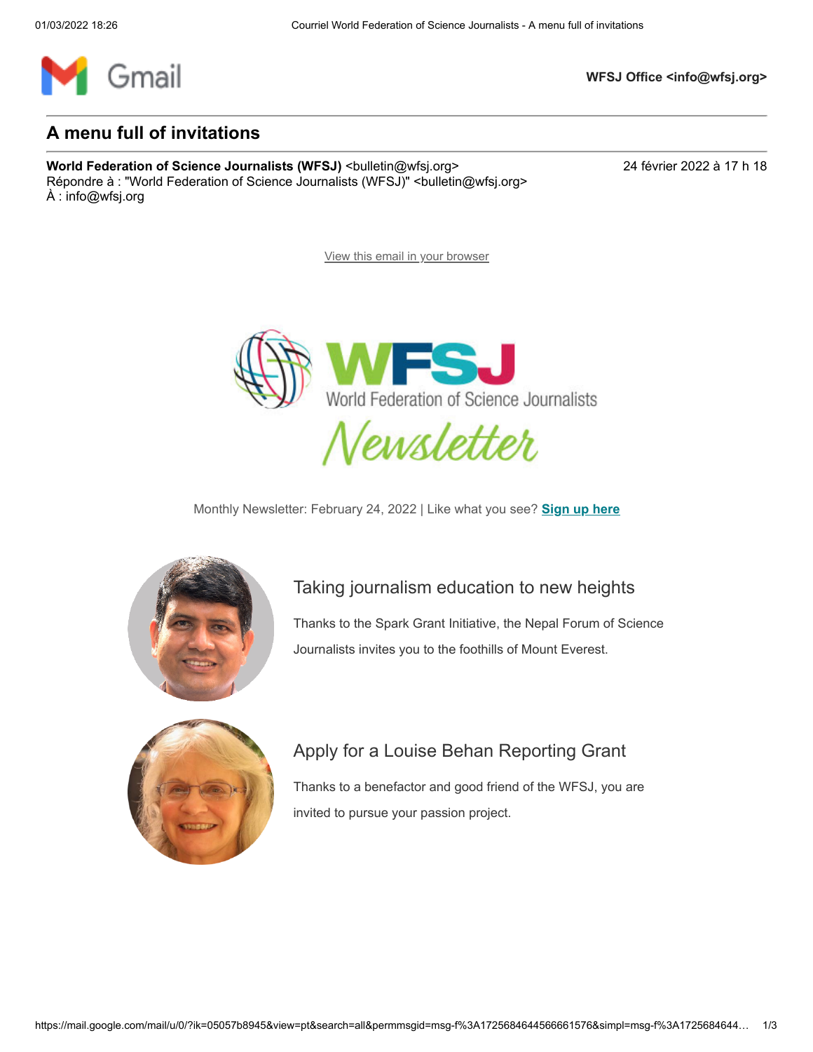WFSJ Office <info@wfsj.org>

# A menu full of invitations

**World Federation of Science Journalists (WFSJ)** <bulletin@wfsj.org>
Répondre à : "World Federation of Science Journalists (WFSJ)" <bulletin@wfsj.org>
À : info@wfsj.org

24 février 2022 à 17 h 18

View this email in your browser

WFSJ
World Federation of Science Journalists
*Newsletter*

Monthly Newsletter: February 24, 2022 | Like what you see? **Sign up here**

## Taking journalism education to new heights

Thanks to the Spark Grant Initiative, the Nepal Forum of Science Journalists invites you to the foothills of Mount Everest.

## Apply for a Louise Behan Reporting Grant

Thanks to a benefactor and good friend of the WFSJ, you are invited to pursue your passion project.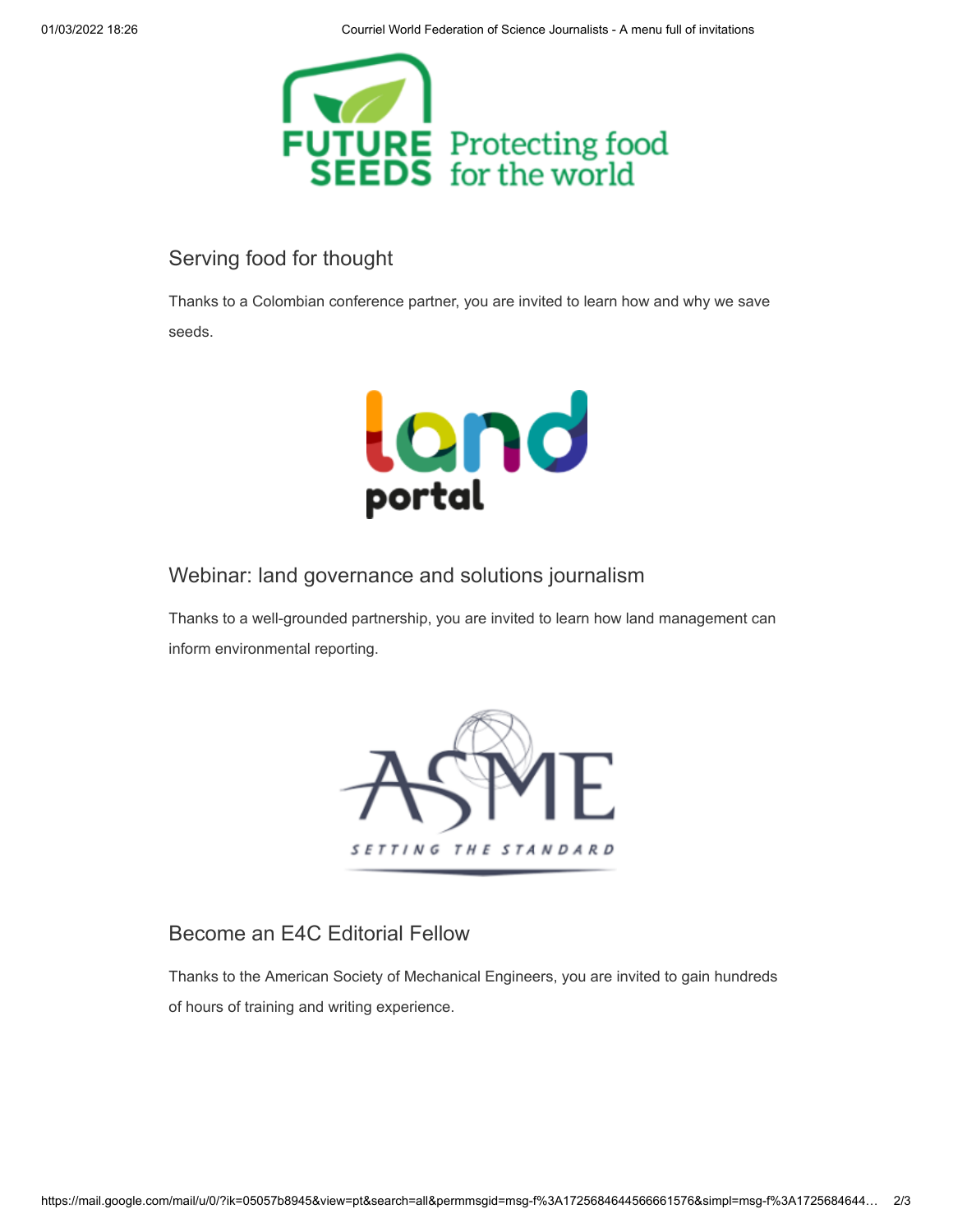## Serving food for thought

Thanks to a Colombian conference partner, you are invited to learn how and why we save seeds.

## Webinar: land governance and solutions journalism

Thanks to a well-grounded partnership, you are invited to learn how land management can inform environmental reporting.

## Become an E4C Editorial Fellow

Thanks to the American Society of Mechanical Engineers, you are invited to gain hundreds of hours of training and writing experience.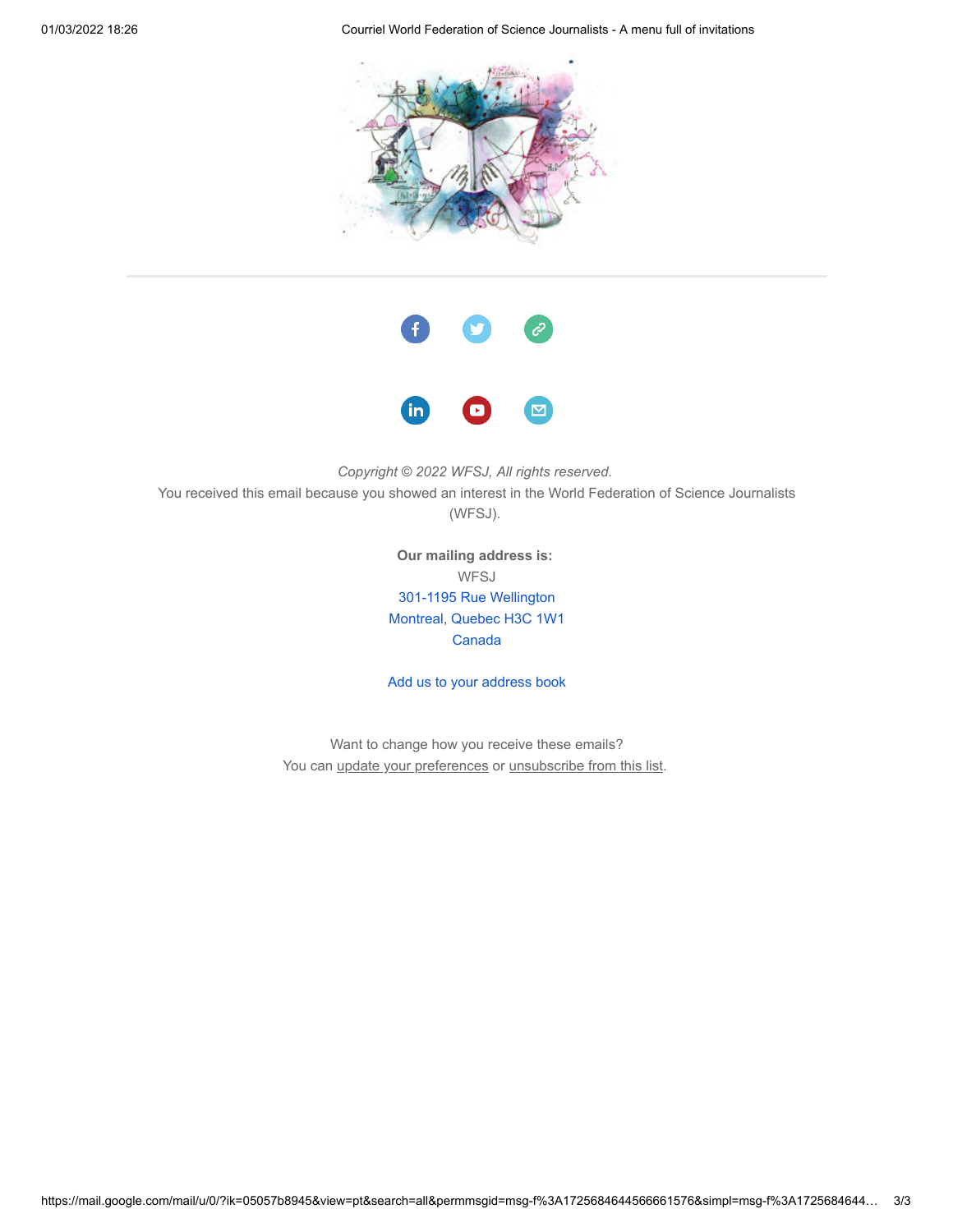*Copyright © 2022 WFSJ, All rights reserved.*
You received this email because you showed an interest in the World Federation of Science Journalists (WFSJ).

**Our mailing address is:**
WFSJ
301-1195 Rue Wellington
Montreal, Quebec H3C 1W1
Canada

Add us to your address book

Want to change how you receive these emails?
You can update your preferences or unsubscribe from this list.